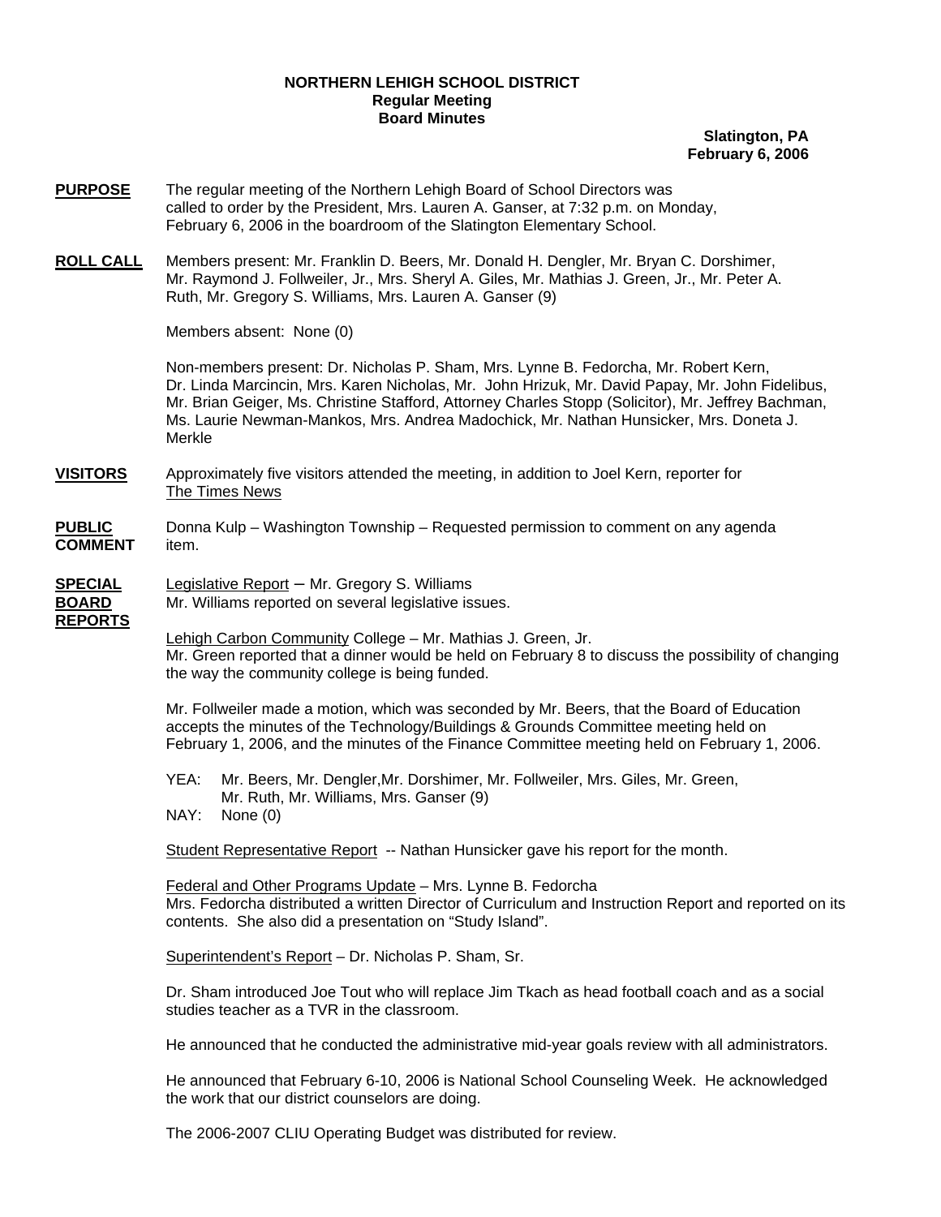**NORTHERN LEHIGH SCHOOL DISTRICT**
**Regular Meeting**
**Board Minutes**

**Slatington, PA**
**February 6, 2006**

**PURPOSE** The regular meeting of the Northern Lehigh Board of School Directors was called to order by the President, Mrs. Lauren A. Ganser, at 7:32 p.m. on Monday, February 6, 2006 in the boardroom of the Slatington Elementary School.

**ROLL CALL** Members present: Mr. Franklin D. Beers, Mr. Donald H. Dengler, Mr. Bryan C. Dorshimer, Mr. Raymond J. Follweiler, Jr., Mrs. Sheryl A. Giles, Mr. Mathias J. Green, Jr., Mr. Peter A. Ruth, Mr. Gregory S. Williams, Mrs. Lauren A. Ganser (9)

Members absent: None (0)

Non-members present: Dr. Nicholas P. Sham, Mrs. Lynne B. Fedorcha, Mr. Robert Kern, Dr. Linda Marcincin, Mrs. Karen Nicholas, Mr. John Hrizuk, Mr. David Papay, Mr. John Fidelibus, Mr. Brian Geiger, Ms. Christine Stafford, Attorney Charles Stopp (Solicitor), Mr. Jeffrey Bachman, Ms. Laurie Newman-Mankos, Mrs. Andrea Madochick, Mr. Nathan Hunsicker, Mrs. Doneta J. Merkle

**VISITORS** Approximately five visitors attended the meeting, in addition to Joel Kern, reporter for The Times News

**PUBLIC COMMENT** Donna Kulp – Washington Township – Requested permission to comment on any agenda item.

**SPECIAL BOARD REPORTS** Legislative Report – Mr. Gregory S. Williams
Mr. Williams reported on several legislative issues.

Lehigh Carbon Community College – Mr. Mathias J. Green, Jr.
Mr. Green reported that a dinner would be held on February 8 to discuss the possibility of changing the way the community college is being funded.

Mr. Follweiler made a motion, which was seconded by Mr. Beers, that the Board of Education accepts the minutes of the Technology/Buildings & Grounds Committee meeting held on February 1, 2006, and the minutes of the Finance Committee meeting held on February 1, 2006.

YEA: Mr. Beers, Mr. Dengler,Mr. Dorshimer, Mr. Follweiler, Mrs. Giles, Mr. Green, Mr. Ruth, Mr. Williams, Mrs. Ganser (9)
NAY: None (0)

Student Representative Report -- Nathan Hunsicker gave his report for the month.

Federal and Other Programs Update – Mrs. Lynne B. Fedorcha
Mrs. Fedorcha distributed a written Director of Curriculum and Instruction Report and reported on its contents. She also did a presentation on "Study Island".

Superintendent's Report – Dr. Nicholas P. Sham, Sr.

Dr. Sham introduced Joe Tout who will replace Jim Tkach as head football coach and as a social studies teacher as a TVR in the classroom.

He announced that he conducted the administrative mid-year goals review with all administrators.

He announced that February 6-10, 2006 is National School Counseling Week. He acknowledged the work that our district counselors are doing.

The 2006-2007 CLIU Operating Budget was distributed for review.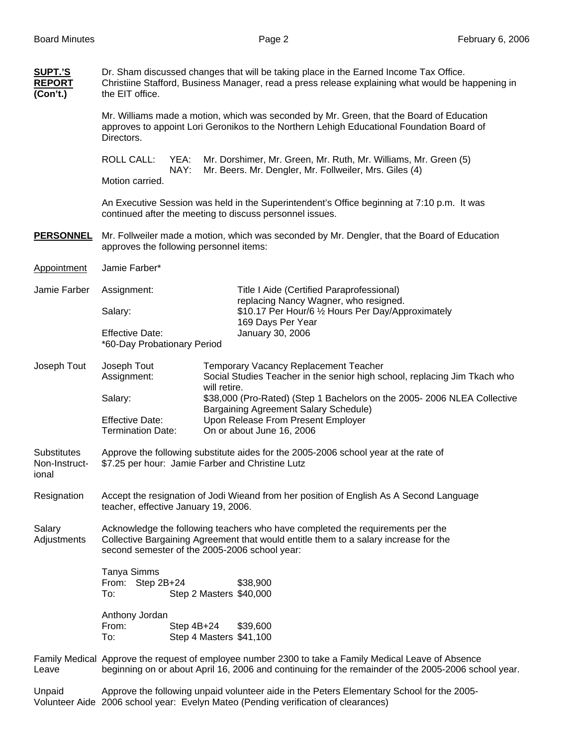**SUPT.'S REPORT (Con't.)**

Dr. Sham discussed changes that will be taking place in the Earned Income Tax Office. Christiine Stafford, Business Manager, read a press release explaining what would be happening in the EIT office.

Mr. Williams made a motion, which was seconded by Mr. Green, that the Board of Education approves to appoint Lori Geronikos to the Northern Lehigh Educational Foundation Board of Directors.

ROLL CALL: YEA: Mr. Dorshimer, Mr. Green, Mr. Ruth, Mr. Williams, Mr. Green (5)
NAY: Mr. Beers. Mr. Dengler, Mr. Follweiler, Mrs. Giles (4)

Motion carried.

An Executive Session was held in the Superintendent's Office beginning at 7:10 p.m. It was continued after the meeting to discuss personnel issues.

**PERSONNEL**

Mr. Follweiler made a motion, which was seconded by Mr. Dengler, that the Board of Education approves the following personnel items:

Appointment

Jamie Farber*

Jamie Farber

| | |
|---|---|
| Assignment: | Title I Aide (Certified Paraprofessional) replacing Nancy Wagner, who resigned. |
| Salary: | $10.17 Per Hour/6 ½ Hours Per Day/Approximately 169 Days Per Year |
| Effective Date: | January 30, 2006 |

*60-Day Probationary Period

Joseph Tout

| | |
|---|---|
| Joseph Tout | Temporary Vacancy Replacement Teacher |
| Assignment: | Social Studies Teacher in the senior high school, replacing Jim Tkach who will retire. |
| Salary: | $38,000 (Pro-Rated) (Step 1 Bachelors on the 2005- 2006 NLEA Collective Bargaining Agreement Salary Schedule) |
| Effective Date: | Upon Release From Present Employer |
| Termination Date: | On or about June 16, 2006 |

Substitutes Non-Instructional

Approve the following substitute aides for the 2005-2006 school year at the rate of $7.25 per hour: Jamie Farber and Christine Lutz

Resignation

Accept the resignation of Jodi Wieand from her position of English As A Second Language teacher, effective January 19, 2006.

Salary Adjustments

Acknowledge the following teachers who have completed the requirements per the Collective Bargaining Agreement that would entitle them to a salary increase for the second semester of the 2005-2006 school year:

Tanya Simms
From: Step 2B+24 $38,900
To: Step 2 Masters $40,000

Anthony Jordan
From: Step 4B+24 $39,600
To: Step 4 Masters $41,100

Family Medical Leave

Approve the request of employee number 2300 to take a Family Medical Leave of Absence beginning on or about April 16, 2006 and continuing for the remainder of the 2005-2006 school year.

Unpaid Volunteer Aide

Approve the following unpaid volunteer aide in the Peters Elementary School for the 2005-2006 school year: Evelyn Mateo (Pending verification of clearances)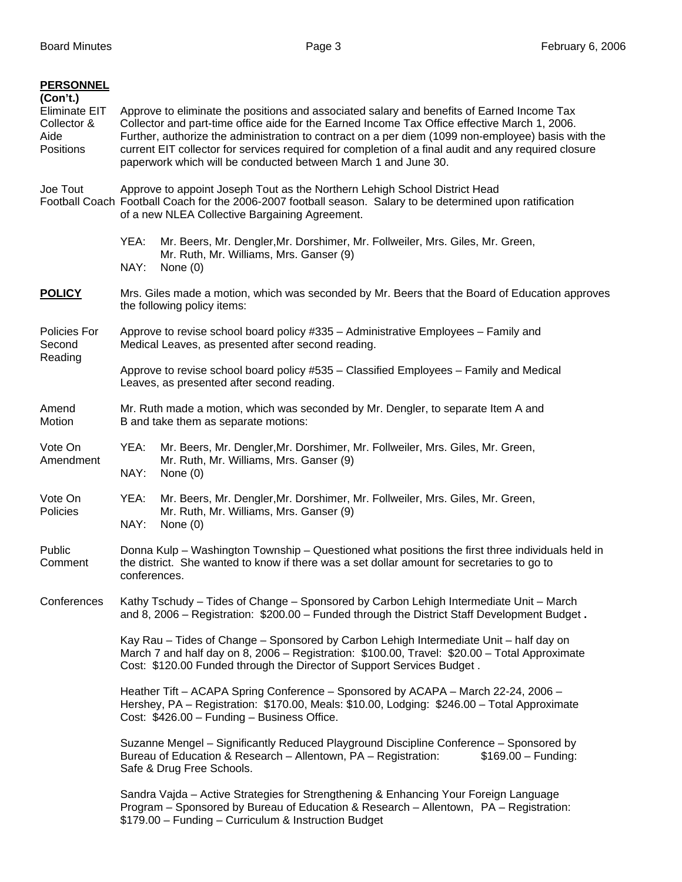**PERSONNEL**
**(Con't.)**

Eliminate EIT Collector & Aide Positions — Approve to eliminate the positions and associated salary and benefits of Earned Income Tax Collector and part-time office aide for the Earned Income Tax Office effective March 1, 2006. Further, authorize the administration to contract on a per diem (1099 non-employee) basis with the current EIT collector for services required for completion of a final audit and any required closure paperwork which will be conducted between March 1 and June 30.

Joe Tout Football Coach — Approve to appoint Joseph Tout as the Northern Lehigh School District Head Football Coach for the 2006-2007 football season. Salary to be determined upon ratification of a new NLEA Collective Bargaining Agreement.

YEA: Mr. Beers, Mr. Dengler,Mr. Dorshimer, Mr. Follweiler, Mrs. Giles, Mr. Green, Mr. Ruth, Mr. Williams, Mrs. Ganser (9)
NAY: None (0)

**POLICY** — Mrs. Giles made a motion, which was seconded by Mr. Beers that the Board of Education approves the following policy items:

Policies For Second Reading — Approve to revise school board policy #335 – Administrative Employees – Family and Medical Leaves, as presented after second reading.

Approve to revise school board policy #535 – Classified Employees – Family and Medical Leaves, as presented after second reading.

Amend Motion — Mr. Ruth made a motion, which was seconded by Mr. Dengler, to separate Item A and B and take them as separate motions:

Vote On Amendment — YEA: Mr. Beers, Mr. Dengler,Mr. Dorshimer, Mr. Follweiler, Mrs. Giles, Mr. Green, Mr. Ruth, Mr. Williams, Mrs. Ganser (9)
NAY: None (0)

Vote On Policies — YEA: Mr. Beers, Mr. Dengler,Mr. Dorshimer, Mr. Follweiler, Mrs. Giles, Mr. Green, Mr. Ruth, Mr. Williams, Mrs. Ganser (9)
NAY: None (0)

Public Comment — Donna Kulp – Washington Township – Questioned what positions the first three individuals held in the district. She wanted to know if there was a set dollar amount for secretaries to go to conferences.

Conferences — Kathy Tschudy – Tides of Change – Sponsored by Carbon Lehigh Intermediate Unit – March and 8, 2006 – Registration: $200.00 – Funded through the District Staff Development Budget **.**

Kay Rau – Tides of Change – Sponsored by Carbon Lehigh Intermediate Unit – half day on March 7 and half day on 8, 2006 – Registration: $100.00, Travel: $20.00 – Total Approximate Cost: $120.00 Funded through the Director of Support Services Budget .

Heather Tift – ACAPA Spring Conference – Sponsored by ACAPA – March 22-24, 2006 – Hershey, PA – Registration: $170.00, Meals: $10.00, Lodging: $246.00 – Total Approximate Cost: $426.00 – Funding – Business Office.

Suzanne Mengel – Significantly Reduced Playground Discipline Conference – Sponsored by Bureau of Education & Research – Allentown, PA – Registration: $169.00 – Funding: Safe & Drug Free Schools.

Sandra Vajda – Active Strategies for Strengthening & Enhancing Your Foreign Language Program – Sponsored by Bureau of Education & Research – Allentown, PA – Registration: $179.00 – Funding – Curriculum & Instruction Budget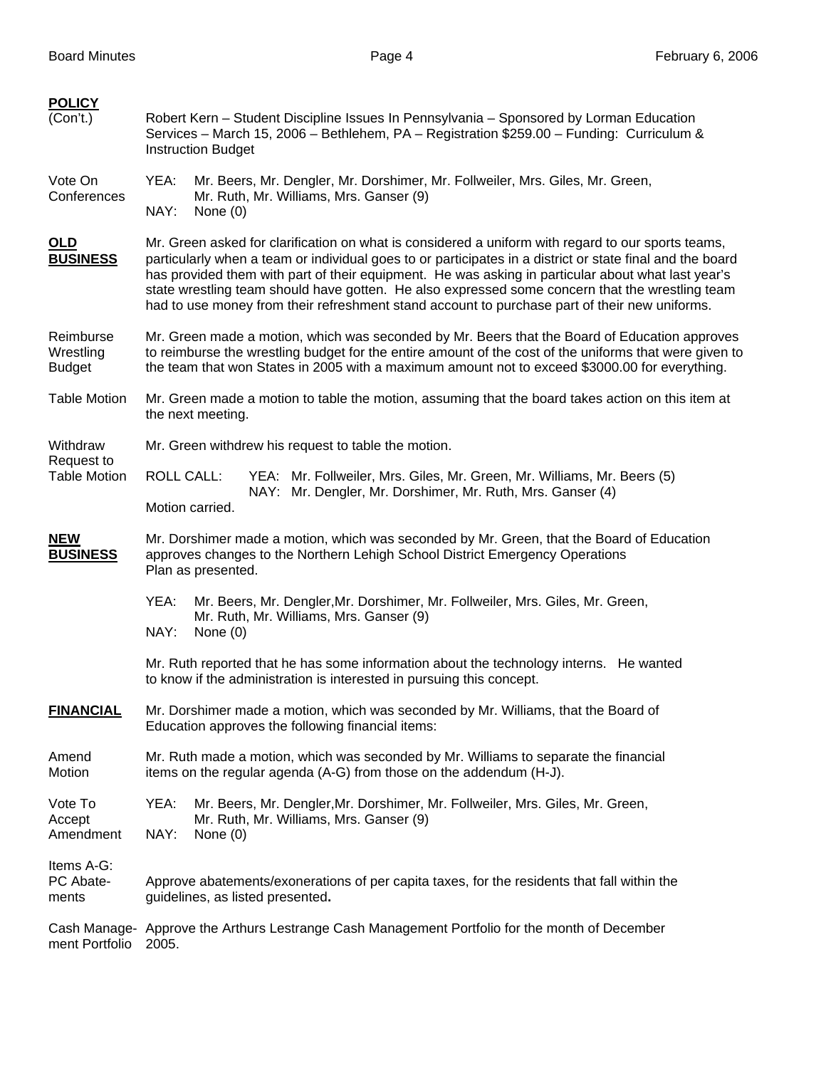**POLICY** (Con't.)

Robert Kern – Student Discipline Issues In Pennsylvania – Sponsored by Lorman Education Services – March 15, 2006 – Bethlehem, PA – Registration $259.00 – Funding: Curriculum & Instruction Budget

**Vote On Conferences**

YEA: Mr. Beers, Mr. Dengler, Mr. Dorshimer, Mr. Follweiler, Mrs. Giles, Mr. Green, Mr. Ruth, Mr. Williams, Mrs. Ganser (9)
NAY: None (0)

**OLD BUSINESS**

Mr. Green asked for clarification on what is considered a uniform with regard to our sports teams, particularly when a team or individual goes to or participates in a district or state final and the board has provided them with part of their equipment. He was asking in particular about what last year's state wrestling team should have gotten. He also expressed some concern that the wrestling team had to use money from their refreshment stand account to purchase part of their new uniforms.

**Reimburse Wrestling Budget**

Mr. Green made a motion, which was seconded by Mr. Beers that the Board of Education approves to reimburse the wrestling budget for the entire amount of the cost of the uniforms that were given to the team that won States in 2005 with a maximum amount not to exceed $3000.00 for everything.

**Table Motion**

Mr. Green made a motion to table the motion, assuming that the board takes action on this item at the next meeting.

**Withdraw Request to Table Motion**

Mr. Green withdrew his request to table the motion.

ROLL CALL:
YEA: Mr. Follweiler, Mrs. Giles, Mr. Green, Mr. Williams, Mr. Beers (5)
NAY: Mr. Dengler, Mr. Dorshimer, Mr. Ruth, Mrs. Ganser (4)

Motion carried.

**NEW BUSINESS**

Mr. Dorshimer made a motion, which was seconded by Mr. Green, that the Board of Education approves changes to the Northern Lehigh School District Emergency Operations Plan as presented.

YEA: Mr. Beers, Mr. Dengler,Mr. Dorshimer, Mr. Follweiler, Mrs. Giles, Mr. Green, Mr. Ruth, Mr. Williams, Mrs. Ganser (9)
NAY: None (0)

Mr. Ruth reported that he has some information about the technology interns. He wanted to know if the administration is interested in pursuing this concept.

**FINANCIAL**

Mr. Dorshimer made a motion, which was seconded by Mr. Williams, that the Board of Education approves the following financial items:

**Amend Motion**

Mr. Ruth made a motion, which was seconded by Mr. Williams to separate the financial items on the regular agenda (A-G) from those on the addendum (H-J).

**Vote To Accept Amendment**

YEA: Mr. Beers, Mr. Dengler,Mr. Dorshimer, Mr. Follweiler, Mrs. Giles, Mr. Green, Mr. Ruth, Mr. Williams, Mrs. Ganser (9)
NAY: None (0)

**Items A-G: PC Abatements**

Approve abatements/exonerations of per capita taxes, for the residents that fall within the guidelines, as listed presented**.**

**Cash Management Portfolio**

Approve the Arthurs Lestrange Cash Management Portfolio for the month of December 2005.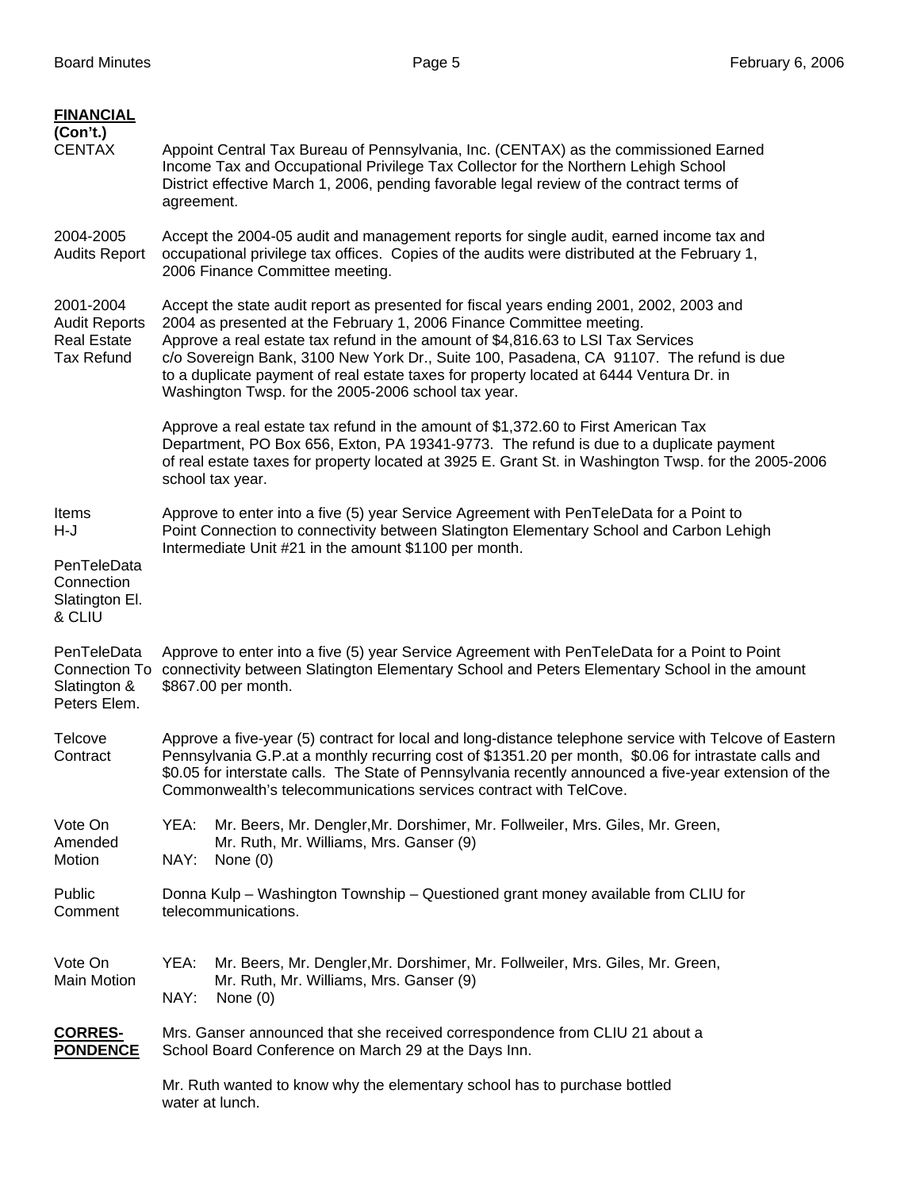**FINANCIAL (Con't.)**

**CENTAX** — Appoint Central Tax Bureau of Pennsylvania, Inc. (CENTAX) as the commissioned Earned Income Tax and Occupational Privilege Tax Collector for the Northern Lehigh School District effective March 1, 2006, pending favorable legal review of the contract terms of agreement.

**2004-2005 Audits Report** — Accept the 2004-05 audit and management reports for single audit, earned income tax and occupational privilege tax offices. Copies of the audits were distributed at the February 1, 2006 Finance Committee meeting.

**2001-2004 Audit Reports** — Accept the state audit report as presented for fiscal years ending 2001, 2002, 2003 and 2004 as presented at the February 1, 2006 Finance Committee meeting.

**Real Estate Tax Refund** — Approve a real estate tax refund in the amount of $4,816.63 to LSI Tax Services c/o Sovereign Bank, 3100 New York Dr., Suite 100, Pasadena, CA 91107. The refund is due to a duplicate payment of real estate taxes for property located at 6444 Ventura Dr. in Washington Twsp. for the 2005-2006 school tax year.

Approve a real estate tax refund in the amount of $1,372.60 to First American Tax Department, PO Box 656, Exton, PA 19341-9773. The refund is due to a duplicate payment of real estate taxes for property located at 3925 E. Grant St. in Washington Twsp. for the 2005-2006 school tax year.

**Items H-J**

**PenTeleData Connection Slatington El. & CLIU** — Approve to enter into a five (5) year Service Agreement with PenTeleData for a Point to Point Connection to connectivity between Slatington Elementary School and Carbon Lehigh Intermediate Unit #21 in the amount $1100 per month.

**PenTeleData Connection To Slatington & Peters Elem.** — Approve to enter into a five (5) year Service Agreement with PenTeleData for a Point to Point connectivity between Slatington Elementary School and Peters Elementary School in the amount $867.00 per month.

**Telcove Contract** — Approve a five-year (5) contract for local and long-distance telephone service with Telcove of Eastern Pennsylvania G.P.at a monthly recurring cost of $1351.20 per month, $0.06 for intrastate calls and $0.05 for interstate calls. The State of Pennsylvania recently announced a five-year extension of the Commonwealth's telecommunications services contract with TelCove.

**Vote On Amended Motion**
YEA: Mr. Beers, Mr. Dengler,Mr. Dorshimer, Mr. Follweiler, Mrs. Giles, Mr. Green, Mr. Ruth, Mr. Williams, Mrs. Ganser (9)
NAY: None (0)

**Public Comment** — Donna Kulp – Washington Township – Questioned grant money available from CLIU for telecommunications.

**Vote On Main Motion**
YEA: Mr. Beers, Mr. Dengler,Mr. Dorshimer, Mr. Follweiler, Mrs. Giles, Mr. Green, Mr. Ruth, Mr. Williams, Mrs. Ganser (9)
NAY: None (0)

**CORRES-PONDENCE**

Mrs. Ganser announced that she received correspondence from CLIU 21 about a School Board Conference on March 29 at the Days Inn.

Mr. Ruth wanted to know why the elementary school has to purchase bottled water at lunch.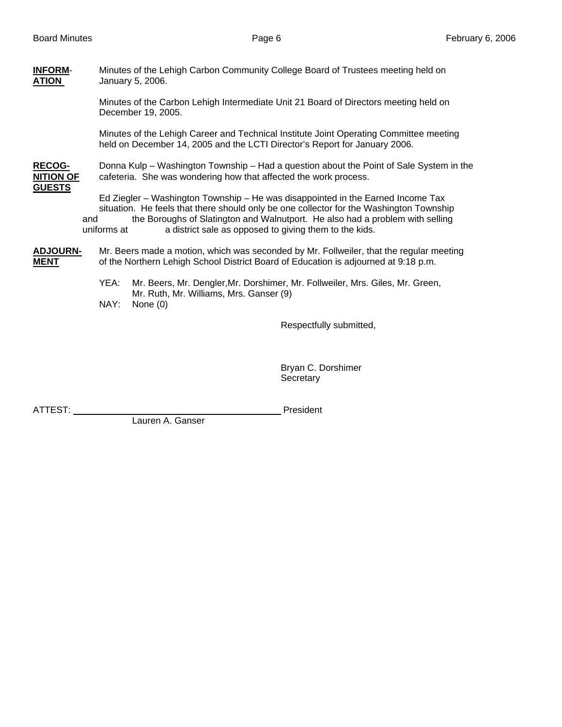**INFORMATION**

Minutes of the Lehigh Carbon Community College Board of Trustees meeting held on January 5, 2006.

Minutes of the Carbon Lehigh Intermediate Unit 21 Board of Directors meeting held on December 19, 2005.

Minutes of the Lehigh Career and Technical Institute Joint Operating Committee meeting held on December 14, 2005 and the LCTI Director's Report for January 2006.

**RECOGNITION OF GUESTS**

Donna Kulp – Washington Township – Had a question about the Point of Sale System in the cafeteria. She was wondering how that affected the work process.

Ed Ziegler – Washington Township – He was disappointed in the Earned Income Tax situation. He feels that there should only be one collector for the Washington Township and the Boroughs of Slatington and Walnutport. He also had a problem with selling uniforms at a district sale as opposed to giving them to the kids.

**ADJOURNMENT**

Mr. Beers made a motion, which was seconded by Mr. Follweiler, that the regular meeting of the Northern Lehigh School District Board of Education is adjourned at 9:18 p.m.

YEA: Mr. Beers, Mr. Dengler,Mr. Dorshimer, Mr. Follweiler, Mrs. Giles, Mr. Green, Mr. Ruth, Mr. Williams, Mrs. Ganser (9)

NAY: None (0)

Respectfully submitted,

Bryan C. Dorshimer
Secretary

ATTEST: ______________________________ President
Lauren A. Ganser